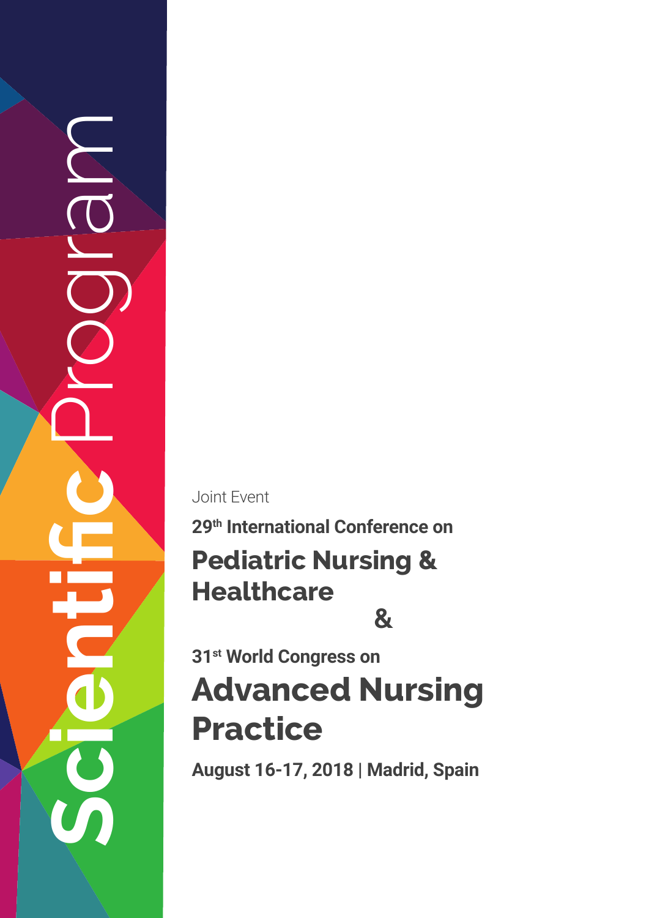# Scientific Program

Joint Event

**29th International Conference on**

## Pediatric Nursing & Healthcare

**&**

**31st World Congress on**

## Advanced Nursing Practice

**August 16-17, 2018 | Madrid, Spain**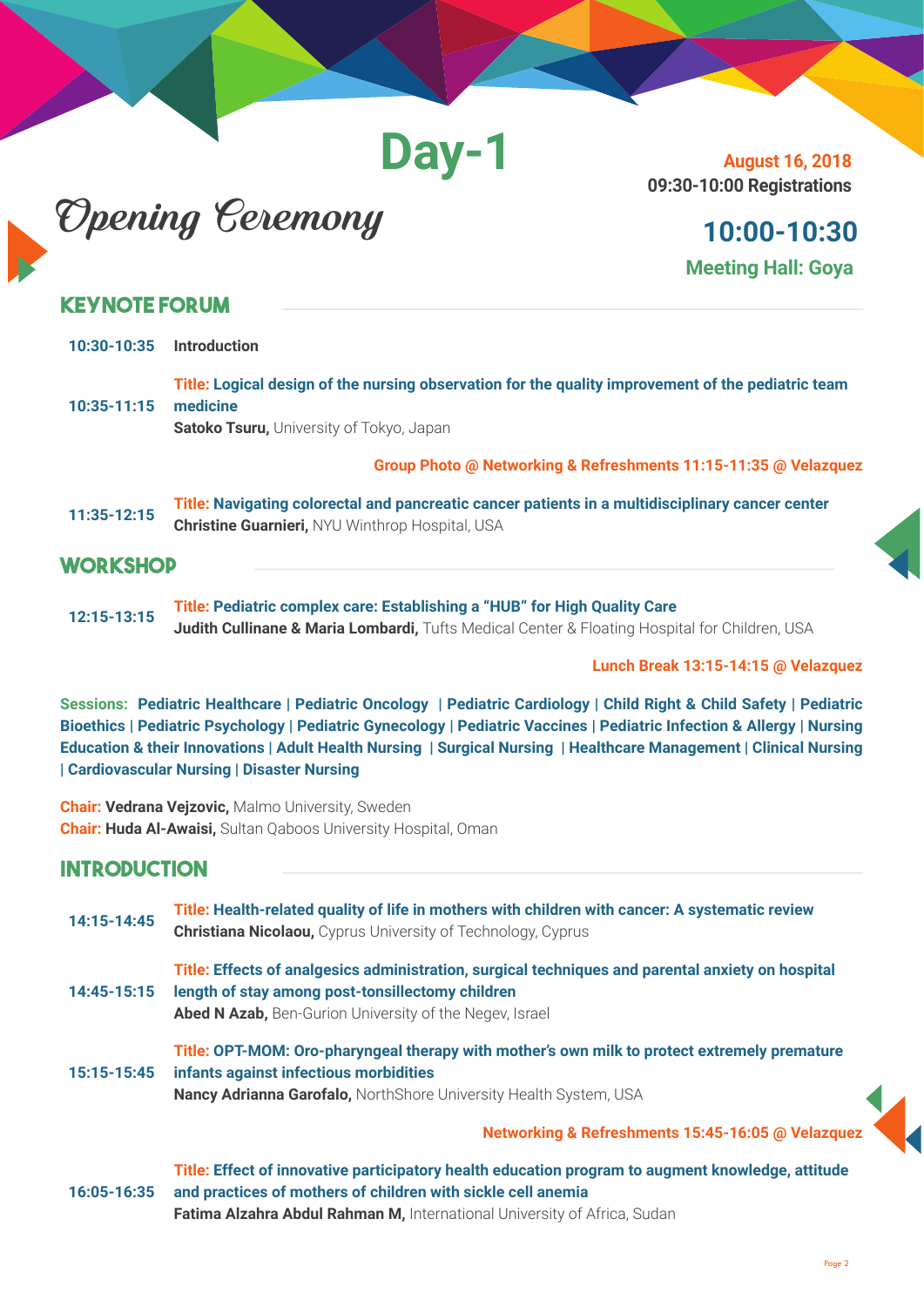# Day-1

**August 16, 2018**
**09:30-10:00 Registrations**

## Opening Ceremony

**10:00-10:30**
**Meeting Hall: Goya**

## KEYNOTE FORUM

**10:30-10:35** **Introduction**

**10:35-11:15** **Title: Logical design of the nursing observation for the quality improvement of the pediatric team medicine**
**Satoko Tsuru,** University of Tokyo, Japan

**Group Photo @ Networking & Refreshments 11:15-11:35 @ Velazquez**

**11:35-12:15** **Title: Navigating colorectal and pancreatic cancer patients in a multidisciplinary cancer center**
**Christine Guarnieri,** NYU Winthrop Hospital, USA

## WORKSHOP

**12:15-13:15** **Title: Pediatric complex care: Establishing a "HUB" for High Quality Care**
**Judith Cullinane & Maria Lombardi,** Tufts Medical Center & Floating Hospital for Children, USA

**Lunch Break 13:15-14:15 @ Velazquez**

**Sessions: Pediatric Healthcare | Pediatric Oncology | Pediatric Cardiology | Child Right & Child Safety | Pediatric Bioethics | Pediatric Psychology | Pediatric Gynecology | Pediatric Vaccines | Pediatric Infection & Allergy | Nursing Education & their Innovations | Adult Health Nursing | Surgical Nursing | Healthcare Management | Clinical Nursing | Cardiovascular Nursing | Disaster Nursing**

**Chair: Vedrana Vejzovic,** Malmo University, Sweden
**Chair: Huda Al-Awaisi,** Sultan Qaboos University Hospital, Oman

## INTRODUCTION

**14:15-14:45** **Title: Health-related quality of life in mothers with children with cancer: A systematic review**
**Christiana Nicolaou,** Cyprus University of Technology, Cyprus

**14:45-15:15** **Title: Effects of analgesics administration, surgical techniques and parental anxiety on hospital length of stay among post-tonsillectomy children**
**Abed N Azab,** Ben-Gurion University of the Negev, Israel

**15:15-15:45** **Title: OPT-MOM: Oro-pharyngeal therapy with mother's own milk to protect extremely premature infants against infectious morbidities**
**Nancy Adrianna Garofalo,** NorthShore University Health System, USA

**Networking & Refreshments 15:45-16:05 @ Velazquez**

**16:05-16:35** **Title: Effect of innovative participatory health education program to augment knowledge, attitude and practices of mothers of children with sickle cell anemia**
**Fatima Alzahra Abdul Rahman M,** International University of Africa, Sudan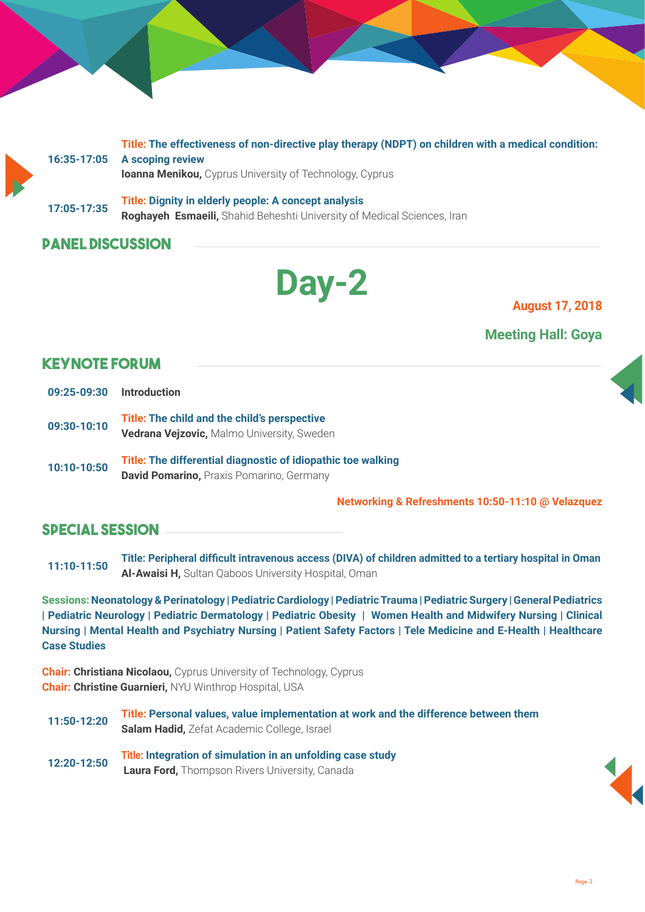16:35-17:05 **Title: The effectiveness of non-directive play therapy (NDPT) on children with a medical condition: A scoping review**
**Ioanna Menikou,** Cyprus University of Technology, Cyprus

17:05-17:35 **Title: Dignity in elderly people: A concept analysis**
**Roghayeh Esmaeili,** Shahid Beheshti University of Medical Sciences, Iran

## PANEL DISCUSSION

# Day-2

**August 17, 2018**

**Meeting Hall: Goya**

## KEYNOTE FORUM

09:25-09:30 **Introduction**

09:30-10:10 **Title: The child and the child's perspective**
**Vedrana Vejzovic,** Malmo University, Sweden

10:10-10:50 **Title: The differential diagnostic of idiopathic toe walking**
**David Pomarino,** Praxis Pomarino, Germany

**Networking & Refreshments 10:50-11:10 @ Velazquez**

## SPECIAL SESSION

11:10-11:50 **Title: Peripheral difficult intravenous access (DIVA) of children admitted to a tertiary hospital in Oman**
**Al-Awaisi H,** Sultan Qaboos University Hospital, Oman

**Sessions: Neonatology & Perinatology | Pediatric Cardiology | Pediatric Trauma | Pediatric Surgery | General Pediatrics | Pediatric Neurology | Pediatric Dermatology | Pediatric Obesity | Women Health and Midwifery Nursing | Clinical Nursing | Mental Health and Psychiatry Nursing | Patient Safety Factors | Tele Medicine and E-Health | Healthcare Case Studies**

**Chair: Christiana Nicolaou,** Cyprus University of Technology, Cyprus
**Chair: Christine Guarnieri,** NYU Winthrop Hospital, USA

11:50-12:20 **Title: Personal values, value implementation at work and the difference between them**
**Salam Hadid,** Zefat Academic College, Israel

12:20-12:50 **Title: Integration of simulation in an unfolding case study**
**Laura Ford,** Thompson Rivers University, Canada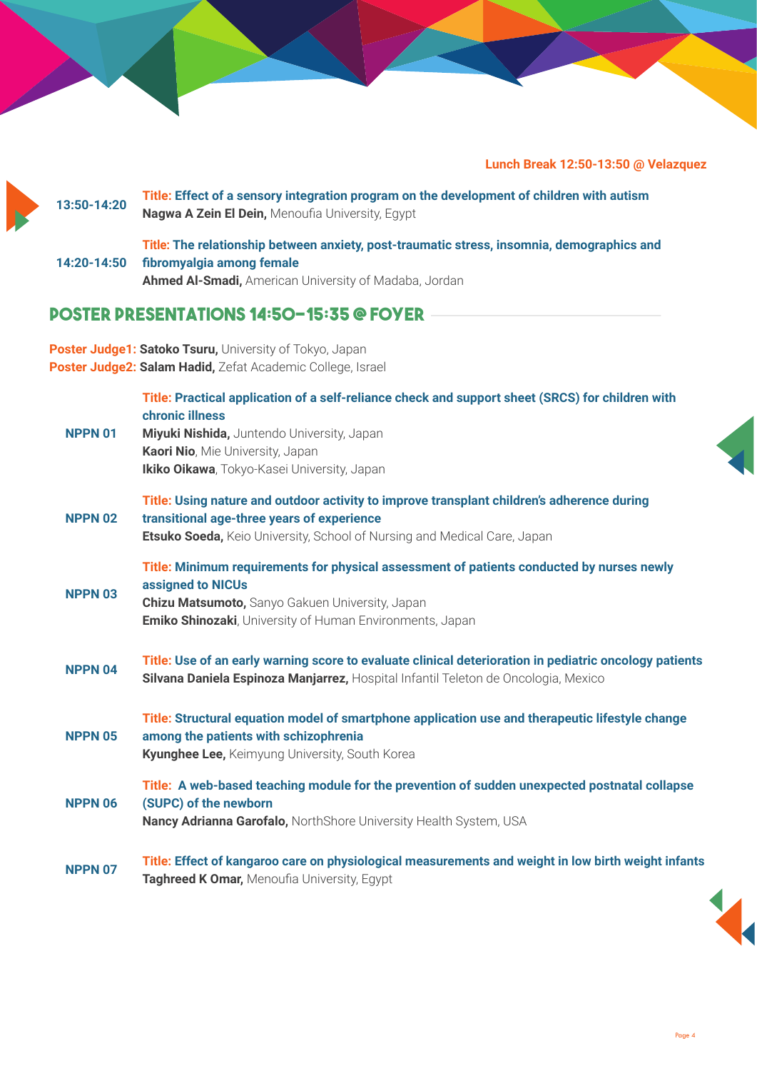**Lunch Break 12:50-13:50 @ Velazquez**

**13:50-14:20**
**Title: Effect of a sensory integration program on the development of children with autism**
**Nagwa A Zein El Dein,** Menoufia University, Egypt

**14:20-14:50**
**Title: The relationship between anxiety, post-traumatic stress, insomnia, demographics and fibromyalgia among female**
**Ahmed Al-Smadi,** American University of Madaba, Jordan

## POSTER PRESENTATIONS 14:50-15:35 @ FOYER

**Poster Judge1: Satoko Tsuru,** University of Tokyo, Japan
**Poster Judge2: Salam Hadid,** Zefat Academic College, Israel

**NPPN 01**
**Title: Practical application of a self-reliance check and support sheet (SRCS) for children with chronic illness**
**Miyuki Nishida,** Juntendo University, Japan
**Kaori Nio**, Mie University, Japan
**Ikiko Oikawa**, Tokyo-Kasei University, Japan

**NPPN 02**
**Title: Using nature and outdoor activity to improve transplant children's adherence during transitional age-three years of experience**
**Etsuko Soeda,** Keio University, School of Nursing and Medical Care, Japan

**NPPN 03**
**Title: Minimum requirements for physical assessment of patients conducted by nurses newly assigned to NICUs**
**Chizu Matsumoto,** Sanyo Gakuen University, Japan
**Emiko Shinozaki**, University of Human Environments, Japan

**NPPN 04**
**Title: Use of an early warning score to evaluate clinical deterioration in pediatric oncology patients**
**Silvana Daniela Espinoza Manjarrez,** Hospital Infantil Teleton de Oncologia, Mexico

**NPPN 05**
**Title: Structural equation model of smartphone application use and therapeutic lifestyle change among the patients with schizophrenia**
**Kyunghee Lee,** Keimyung University, South Korea

**NPPN 06**
**Title: A web-based teaching module for the prevention of sudden unexpected postnatal collapse (SUPC) of the newborn**
**Nancy Adrianna Garofalo,** NorthShore University Health System, USA

**NPPN 07**
**Title: Effect of kangaroo care on physiological measurements and weight in low birth weight infants**
**Taghreed K Omar,** Menoufia University, Egypt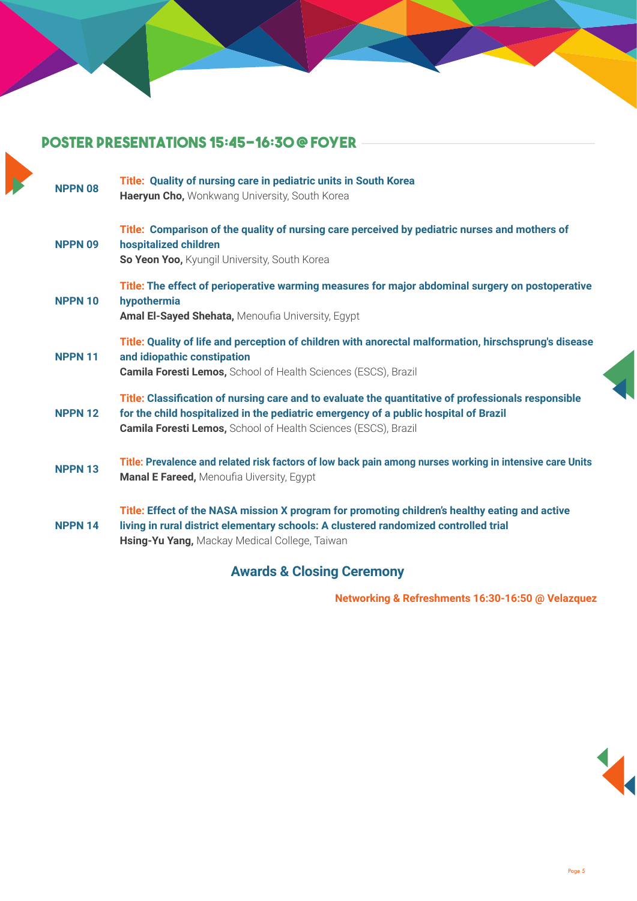## POSTER PRESENTATIONS 15:45-16:30 @ FOYER

**NPPN 08**
**Title: Quality of nursing care in pediatric units in South Korea**
**Haeryun Cho,** Wonkwang University, South Korea

**NPPN 09**
**Title: Comparison of the quality of nursing care perceived by pediatric nurses and mothers of hospitalized children**
**So Yeon Yoo,** Kyungil University, South Korea

**NPPN 10**
**Title: The effect of perioperative warming measures for major abdominal surgery on postoperative hypothermia**
**Amal El-Sayed Shehata,** Menoufia University, Egypt

**NPPN 11**
**Title: Quality of life and perception of children with anorectal malformation, hirschsprung's disease and idiopathic constipation**
**Camila Foresti Lemos,** School of Health Sciences (ESCS), Brazil

**NPPN 12**
**Title: Classification of nursing care and to evaluate the quantitative of professionals responsible for the child hospitalized in the pediatric emergency of a public hospital of Brazil**
**Camila Foresti Lemos,** School of Health Sciences (ESCS), Brazil

**NPPN 13**
**Title: Prevalence and related risk factors of low back pain among nurses working in intensive care Units**
**Manal E Fareed,** Menoufia Uiversity, Egypt

**NPPN 14**
**Title: Effect of the NASA mission X program for promoting children's healthy eating and active living in rural district elementary schools: A clustered randomized controlled trial**
**Hsing-Yu Yang,** Mackay Medical College, Taiwan

### Awards & Closing Ceremony

**Networking & Refreshments 16:30-16:50 @ Velazquez**